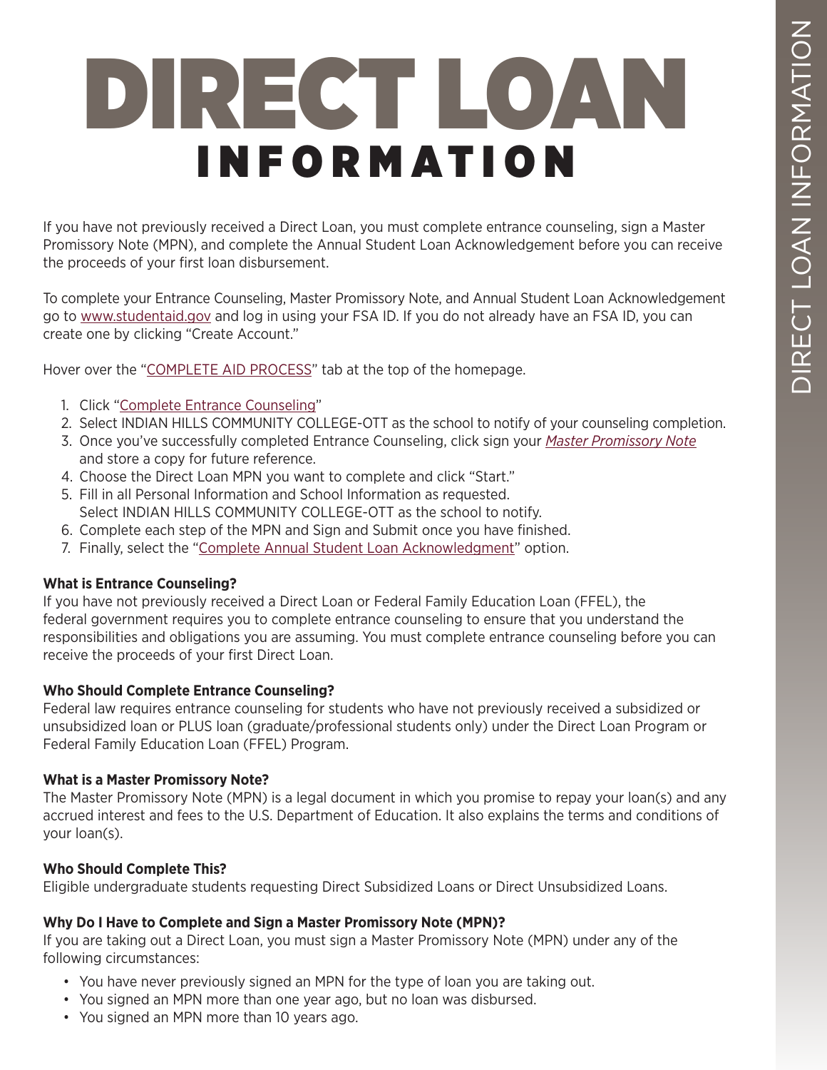# DIRECT LOAN INFORMATION

If you have not previously received a Direct Loan, you must complete entrance counseling, sign a Master Promissory Note (MPN), and complete the Annual Student Loan Acknowledgement before you can receive the proceeds of your first loan disbursement.

To complete your Entrance Counseling, Master Promissory Note, and Annual Student Loan Acknowledgement go to www.studentaid.gov and log in using your FSA ID. If you do not already have an FSA ID, you can create one by clicking "Create Account."

Hover over the "COMPLETE AID PROCESS" tab at the top of the homepage.

1. Click "Complete Entrance Counseling"
2. Select INDIAN HILLS COMMUNITY COLLEGE-OTT as the school to notify of your counseling completion.
3. Once you've successfully completed Entrance Counseling, click sign your *Master Promissory Note* and store a copy for future reference.
4. Choose the Direct Loan MPN you want to complete and click "Start."
5. Fill in all Personal Information and School Information as requested. Select INDIAN HILLS COMMUNITY COLLEGE-OTT as the school to notify.
6. Complete each step of the MPN and Sign and Submit once you have finished.
7. Finally, select the "Complete Annual Student Loan Acknowledgment" option.

**What is Entrance Counseling?**

If you have not previously received a Direct Loan or Federal Family Education Loan (FFEL), the federal government requires you to complete entrance counseling to ensure that you understand the responsibilities and obligations you are assuming. You must complete entrance counseling before you can receive the proceeds of your first Direct Loan.

**Who Should Complete Entrance Counseling?**

Federal law requires entrance counseling for students who have not previously received a subsidized or unsubsidized loan or PLUS loan (graduate/professional students only) under the Direct Loan Program or Federal Family Education Loan (FFEL) Program.

**What is a Master Promissory Note?**

The Master Promissory Note (MPN) is a legal document in which you promise to repay your loan(s) and any accrued interest and fees to the U.S. Department of Education. It also explains the terms and conditions of your loan(s).

**Who Should Complete This?**

Eligible undergraduate students requesting Direct Subsidized Loans or Direct Unsubsidized Loans.

**Why Do I Have to Complete and Sign a Master Promissory Note (MPN)?**

If you are taking out a Direct Loan, you must sign a Master Promissory Note (MPN) under any of the following circumstances:

- You have never previously signed an MPN for the type of loan you are taking out.
- You signed an MPN more than one year ago, but no loan was disbursed.
- You signed an MPN more than 10 years ago.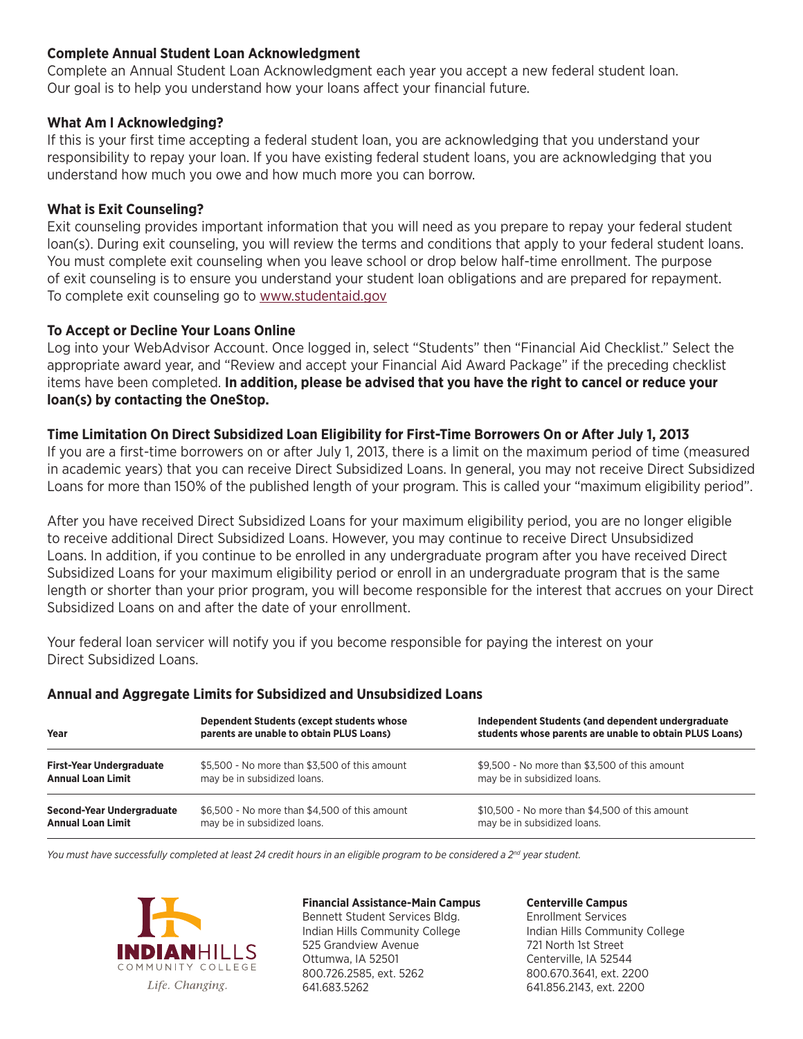### Complete Annual Student Loan Acknowledgment

Complete an Annual Student Loan Acknowledgment each year you accept a new federal student loan. Our goal is to help you understand how your loans affect your financial future.

### What Am I Acknowledging?

If this is your first time accepting a federal student loan, you are acknowledging that you understand your responsibility to repay your loan. If you have existing federal student loans, you are acknowledging that you understand how much you owe and how much more you can borrow.

### What is Exit Counseling?

Exit counseling provides important information that you will need as you prepare to repay your federal student loan(s). During exit counseling, you will review the terms and conditions that apply to your federal student loans. You must complete exit counseling when you leave school or drop below half-time enrollment. The purpose of exit counseling is to ensure you understand your student loan obligations and are prepared for repayment. To complete exit counseling go to www.studentaid.gov

### To Accept or Decline Your Loans Online

Log into your WebAdvisor Account. Once logged in, select "Students" then "Financial Aid Checklist." Select the appropriate award year, and "Review and accept your Financial Aid Award Package" if the preceding checklist items have been completed. **In addition, please be advised that you have the right to cancel or reduce your loan(s) by contacting the OneStop.**

### Time Limitation On Direct Subsidized Loan Eligibility for First-Time Borrowers On or After July 1, 2013

If you are a first-time borrowers on or after July 1, 2013, there is a limit on the maximum period of time (measured in academic years) that you can receive Direct Subsidized Loans. In general, you may not receive Direct Subsidized Loans for more than 150% of the published length of your program. This is called your "maximum eligibility period".

After you have received Direct Subsidized Loans for your maximum eligibility period, you are no longer eligible to receive additional Direct Subsidized Loans. However, you may continue to receive Direct Unsubsidized Loans. In addition, if you continue to be enrolled in any undergraduate program after you have received Direct Subsidized Loans for your maximum eligibility period or enroll in an undergraduate program that is the same length or shorter than your prior program, you will become responsible for the interest that accrues on your Direct Subsidized Loans on and after the date of your enrollment.

Your federal loan servicer will notify you if you become responsible for paying the interest on your Direct Subsidized Loans.

### Annual and Aggregate Limits for Subsidized and Unsubsidized Loans

| Year | Dependent Students (except students whose parents are unable to obtain PLUS Loans) | Independent Students (and dependent undergraduate students whose parents are unable to obtain PLUS Loans) |
|---|---|---|
| **First-Year Undergraduate Annual Loan Limit** | \$5,500 - No more than \$3,500 of this amount may be in subsidized loans. | \$9,500 - No more than \$3,500 of this amount may be in subsidized loans. |
| **Second-Year Undergraduate Annual Loan Limit** | \$6,500 - No more than \$4,500 of this amount may be in subsidized loans. | \$10,500 - No more than \$4,500 of this amount may be in subsidized loans. |

*You must have successfully completed at least 24 credit hours in an eligible program to be considered a 2nd year student.*

INDIANHILLS COMMUNITY COLLEGE
*Life. Changing.*

**Financial Assistance-Main Campus**
Bennett Student Services Bldg.
Indian Hills Community College
525 Grandview Avenue
Ottumwa, IA 52501
800.726.2585, ext. 5262
641.683.5262

**Centerville Campus**
Enrollment Services
Indian Hills Community College
721 North 1st Street
Centerville, IA 52544
800.670.3641, ext. 2200
641.856.2143, ext. 2200